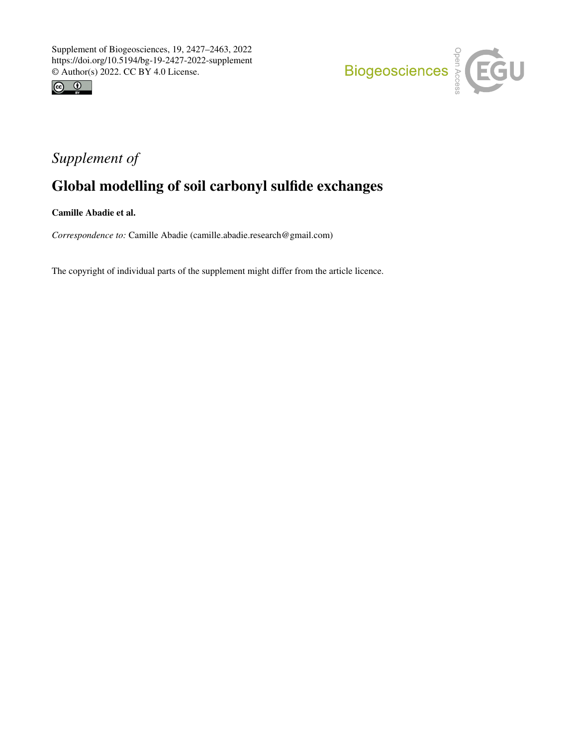Supplement of Biogeosciences, 19, 2427–2463, 2022
https://doi.org/10.5194/bg-19-2427-2022-supplement
© Author(s) 2022. CC BY 4.0 License.

*Supplement of*

# Global modelling of soil carbonyl sulfide exchanges

**Camille Abadie et al.**

*Correspondence to:* Camille Abadie (camille.abadie.research@gmail.com)

The copyright of individual parts of the supplement might differ from the article licence.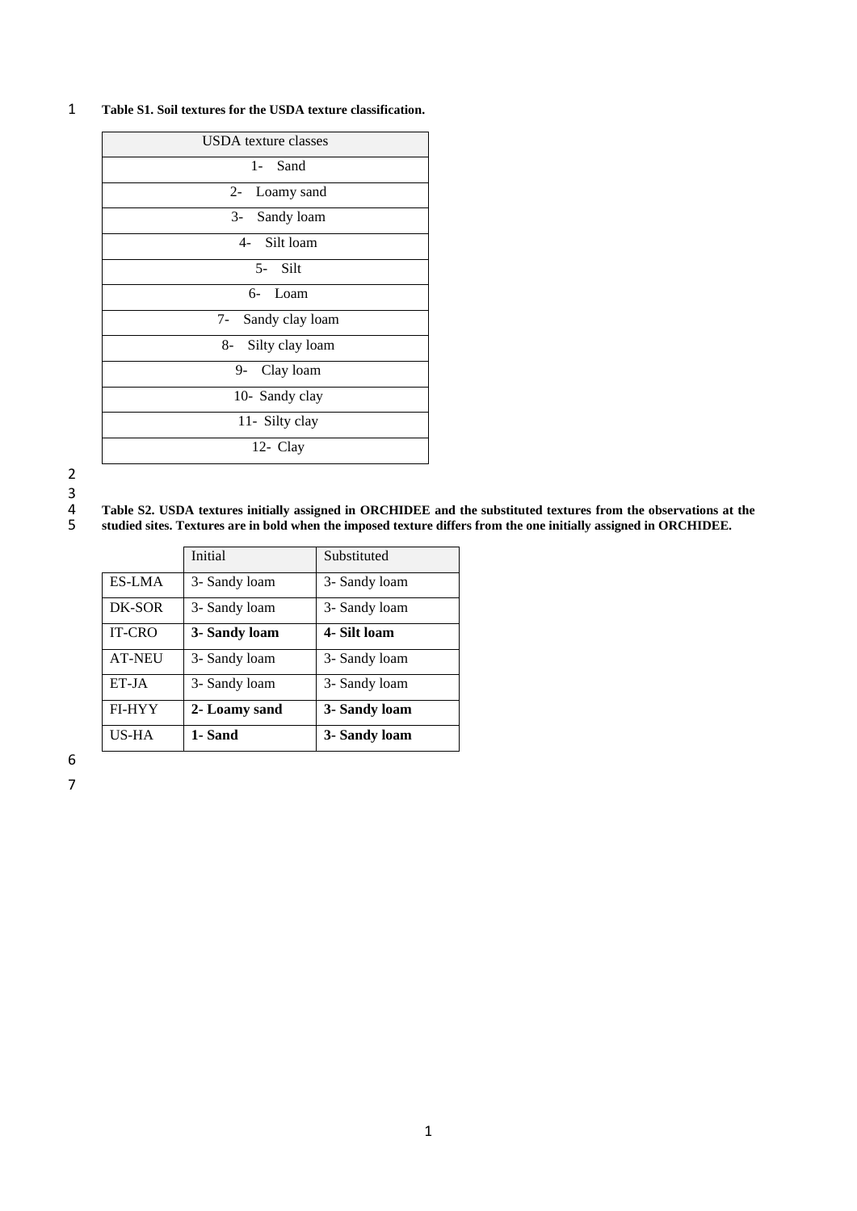**Table S1. Soil textures for the USDA texture classification.**

| USDA texture classes |
|---|
| 1- Sand |
| 2- Loamy sand |
| 3- Sandy loam |
| 4- Silt loam |
| 5- Silt |
| 6- Loam |
| 7- Sandy clay loam |
| 8- Silty clay loam |
| 9- Clay loam |
| 10- Sandy clay |
| 11- Silty clay |
| 12- Clay |

**Table S2. USDA textures initially assigned in ORCHIDEE and the substituted textures from the observations at the studied sites. Textures are in bold when the imposed texture differs from the one initially assigned in ORCHIDEE.**

| | Initial | Substituted |
|---|---|---|
| ES-LMA | 3- Sandy loam | 3- Sandy loam |
| DK-SOR | 3- Sandy loam | 3- Sandy loam |
| IT-CRO | **3- Sandy loam** | **4- Silt loam** |
| AT-NEU | 3- Sandy loam | 3- Sandy loam |
| ET-JA | 3- Sandy loam | 3- Sandy loam |
| FI-HYY | **2- Loamy sand** | **3- Sandy loam** |
| US-HA | **1- Sand** | **3- Sandy loam** |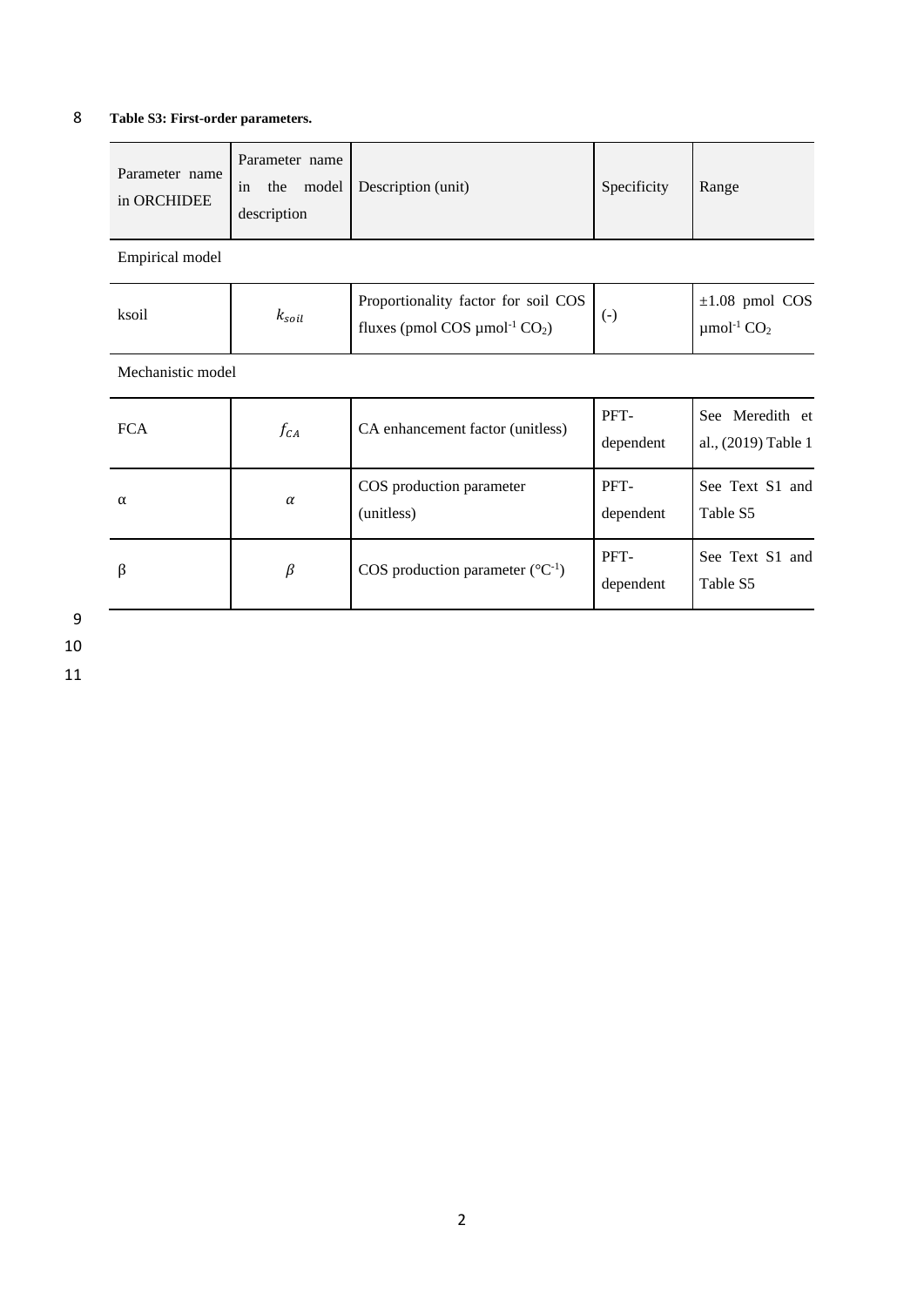**Table S3: First-order parameters.**

| Parameter name in ORCHIDEE | Parameter name in the model description | Description (unit) | Specificity | Range |
|---|---|---|---|---|
| Empirical model | | | | |
| ksoil | $k_{soil}$ | Proportionality factor for soil COS fluxes (pmol COS µmol$^{-1}$ $CO_2$) | (-) | ±1.08 pmol COS µmol$^{-1}$ $CO_2$ |
| Mechanistic model | | | | |
| FCA | $f_{CA}$ | CA enhancement factor (unitless) | PFT-dependent | See Meredith et al., (2019) Table 1 |
| α | $\alpha$ | COS production parameter (unitless) | PFT-dependent | See Text S1 and Table S5 |
| β | $\beta$ | COS production parameter (°C$^{-1}$) | PFT-dependent | See Text S1 and Table S5 |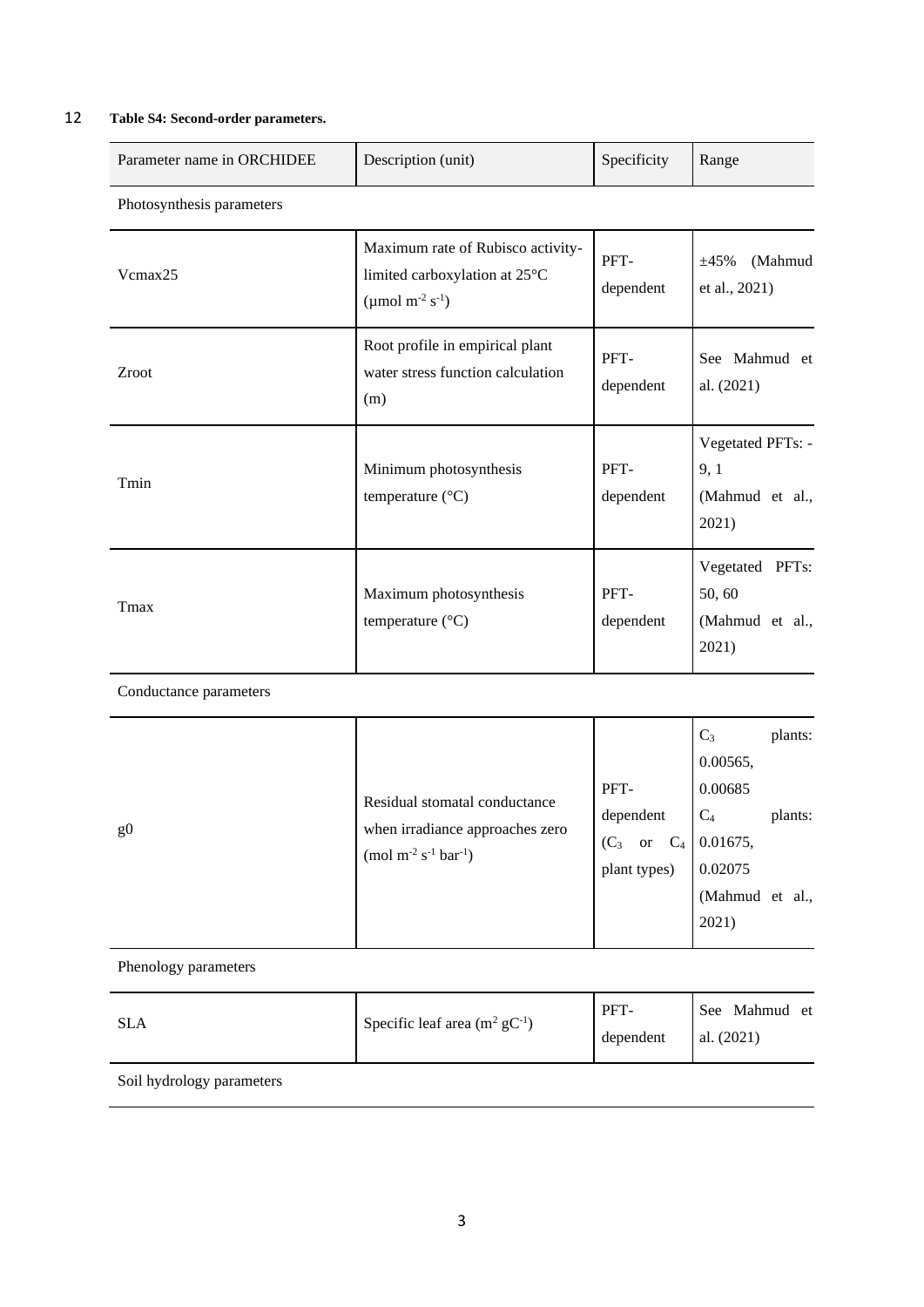**Table S4: Second-order parameters.**

| Parameter name in ORCHIDEE | Description (unit) | Specificity | Range |
| --- | --- | --- | --- |
| Photosynthesis parameters | | | |
| Vcmax25 | Maximum rate of Rubisco activity-limited carboxylation at 25°C (μmol $m^{-2}$ $s^{-1}$) | PFT-dependent | ±45% (Mahmud et al., 2021) |
| Zroot | Root profile in empirical plant water stress function calculation (m) | PFT-dependent | See Mahmud et al. (2021) |
| Tmin | Minimum photosynthesis temperature (°C) | PFT-dependent | Vegetated PFTs: -9, 1 (Mahmud et al., 2021) |
| Tmax | Maximum photosynthesis temperature (°C) | PFT-dependent | Vegetated PFTs: 50, 60 (Mahmud et al., 2021) |
| Conductance parameters | | | |
| g0 | Residual stomatal conductance when irradiance approaches zero (mol $m^{-2}$ $s^{-1}$ $bar^{-1}$) | PFT-dependent ($C_3$ or $C_4$ plant types) | $C_3$ plants: 0.00565, 0.00685 $C_4$ plants: 0.01675, 0.02075 (Mahmud et al., 2021) |
| Phenology parameters | | | |
| SLA | Specific leaf area ($m^2$ $gC^{-1}$) | PFT-dependent | See Mahmud et al. (2021) |
| Soil hydrology parameters | | | |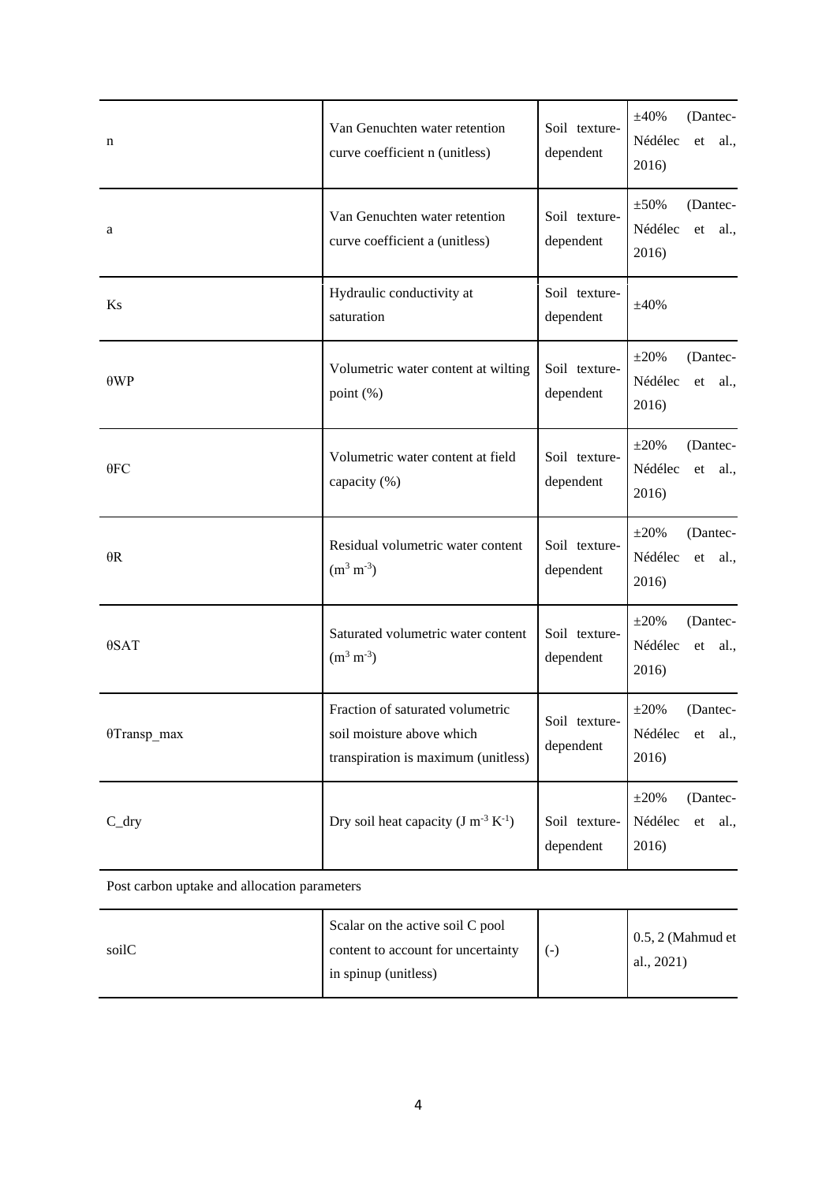| n | Van Genuchten water retention curve coefficient n (unitless) | Soil texture-dependent | ±40% (Dantec-Nédélec et al., 2016) |
|---|---|---|---|
| a | Van Genuchten water retention curve coefficient a (unitless) | Soil texture-dependent | ±50% (Dantec-Nédélec et al., 2016) |
| Ks | Hydraulic conductivity at saturation | Soil texture-dependent | ±40% |
| θWP | Volumetric water content at wilting point (%) | Soil texture-dependent | ±20% (Dantec-Nédélec et al., 2016) |
| θFC | Volumetric water content at field capacity (%) | Soil texture-dependent | ±20% (Dantec-Nédélec et al., 2016) |
| θR | Residual volumetric water content ($m^3\ m^{-3}$) | Soil texture-dependent | ±20% (Dantec-Nédélec et al., 2016) |
| θSAT | Saturated volumetric water content ($m^3\ m^{-3}$) | Soil texture-dependent | ±20% (Dantec-Nédélec et al., 2016) |
| θTransp_max | Fraction of saturated volumetric soil moisture above which transpiration is maximum (unitless) | Soil texture-dependent | ±20% (Dantec-Nédélec et al., 2016) |
| C_dry | Dry soil heat capacity ($J\ m^{-3}\ K^{-1}$) | Soil texture-dependent | ±20% (Dantec-Nédélec et al., 2016) |
| Post carbon uptake and allocation parameters | | | |
| soilC | Scalar on the active soil C pool content to account for uncertainty in spinup (unitless) | (-) | 0.5, 2 (Mahmud et al., 2021) |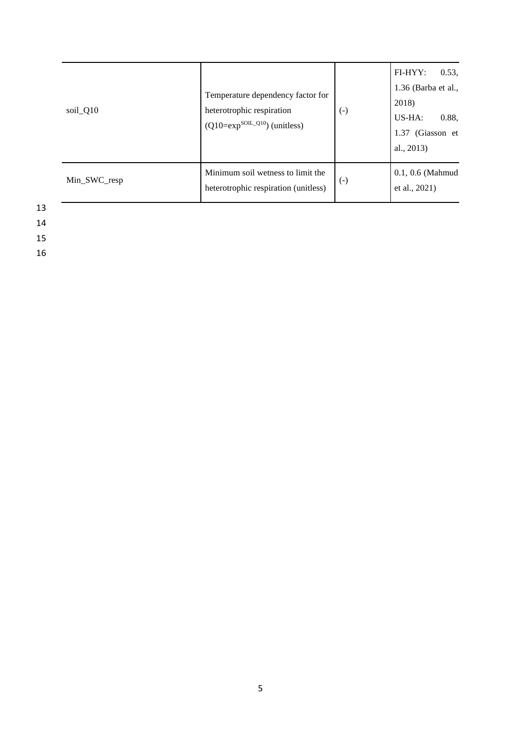| | | | |
|---|---|---|---|
| soil_Q10 | Temperature dependency factor for heterotrophic respiration ($Q10=\exp^{SOIL\_Q10}$) (unitless) | (-) | FI-HYY: 0.53, 1.36 (Barba et al., 2018)<br>US-HA: 0.88, 1.37 (Giasson et al., 2013) |
| Min_SWC_resp | Minimum soil wetness to limit the heterotrophic respiration (unitless) | (-) | 0.1, 0.6 (Mahmud et al., 2021) |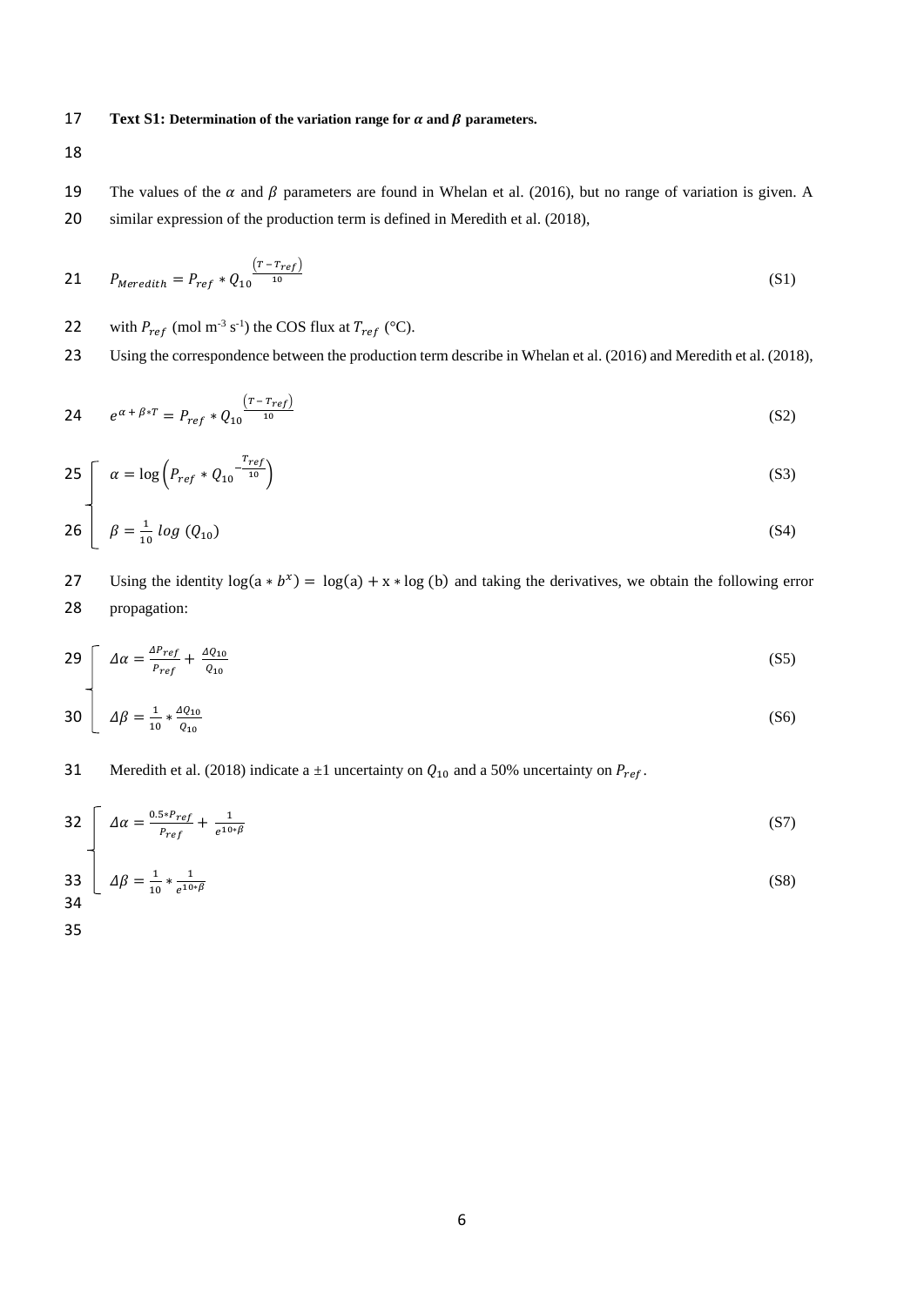**Text S1: Determination of the variation range for $\alpha$ and $\beta$ parameters.**

The values of the $\alpha$ and $\beta$ parameters are found in Whelan et al. (2016), but no range of variation is given. A similar expression of the production term is defined in Meredith et al. (2018),

$$P_{Meredith} = P_{ref} * Q_{10}^{\frac{(T - T_{ref})}{10}} \tag{S1}$$

with $P_{ref}$ (mol m$^{-3}$ s$^{-1}$) the COS flux at $T_{ref}$ (°C).

Using the correspondence between the production term describe in Whelan et al. (2016) and Meredith et al. (2018),

$$e^{\alpha + \beta * T} = P_{ref} * Q_{10}^{\frac{(T - T_{ref})}{10}} \tag{S2}$$

$$\alpha = \log\left(P_{ref} * Q_{10}^{-\frac{T_{ref}}{10}}\right) \tag{S3}$$

$$\beta = \frac{1}{10}\log\left(Q_{10}\right) \tag{S4}$$

Using the identity $\log(a * b^x) = \log(a) + x * \log(b)$ and taking the derivatives, we obtain the following error propagation:

$$\Delta\alpha = \frac{\Delta P_{ref}}{P_{ref}} + \frac{\Delta Q_{10}}{Q_{10}} \tag{S5}$$

$$\Delta\beta = \frac{1}{10} * \frac{\Delta Q_{10}}{Q_{10}} \tag{S6}$$

Meredith et al. (2018) indicate a ±1 uncertainty on $Q_{10}$ and a 50% uncertainty on $P_{ref}$.

$$\Delta\alpha = \frac{0.5 * P_{ref}}{P_{ref}} + \frac{1}{e^{10*\beta}} \tag{S7}$$

$$\Delta\beta = \frac{1}{10} * \frac{1}{e^{10*\beta}} \tag{S8}$$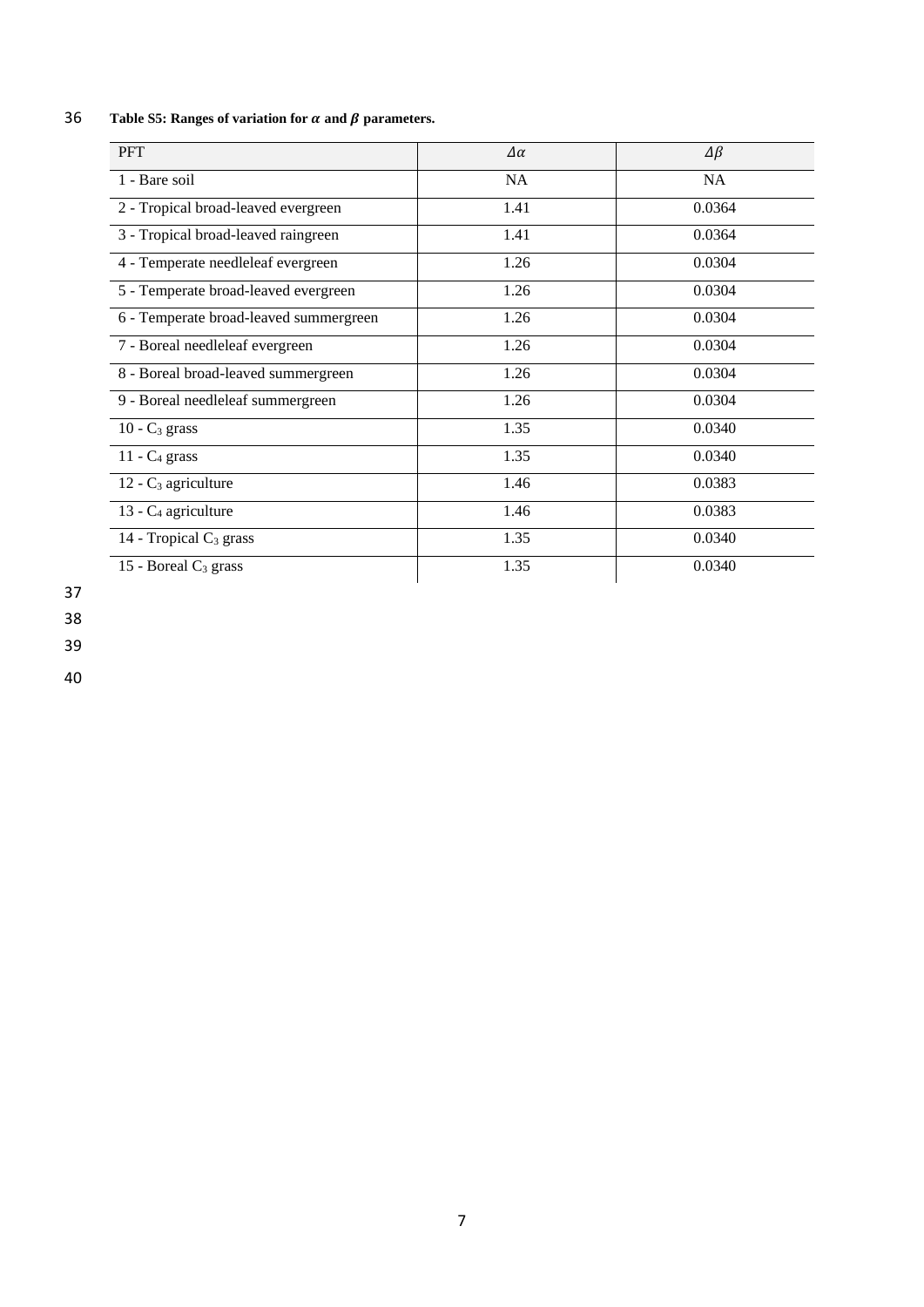**Table S5: Ranges of variation for $\alpha$ and $\beta$ parameters.**

| PFT | $\Delta\alpha$ | $\Delta\beta$ |
|---|---|---|
| 1 - Bare soil | NA | NA |
| 2 - Tropical broad-leaved evergreen | 1.41 | 0.0364 |
| 3 - Tropical broad-leaved raingreen | 1.41 | 0.0364 |
| 4 - Temperate needleleaf evergreen | 1.26 | 0.0304 |
| 5 - Temperate broad-leaved evergreen | 1.26 | 0.0304 |
| 6 - Temperate broad-leaved summergreen | 1.26 | 0.0304 |
| 7 - Boreal needleleaf evergreen | 1.26 | 0.0304 |
| 8 - Boreal broad-leaved summergreen | 1.26 | 0.0304 |
| 9 - Boreal needleleaf summergreen | 1.26 | 0.0304 |
| 10 - $C_3$ grass | 1.35 | 0.0340 |
| 11 - $C_4$ grass | 1.35 | 0.0340 |
| 12 - $C_3$ agriculture | 1.46 | 0.0383 |
| 13 - $C_4$ agriculture | 1.46 | 0.0383 |
| 14 - Tropical $C_3$ grass | 1.35 | 0.0340 |
| 15 - Boreal $C_3$ grass | 1.35 | 0.0340 |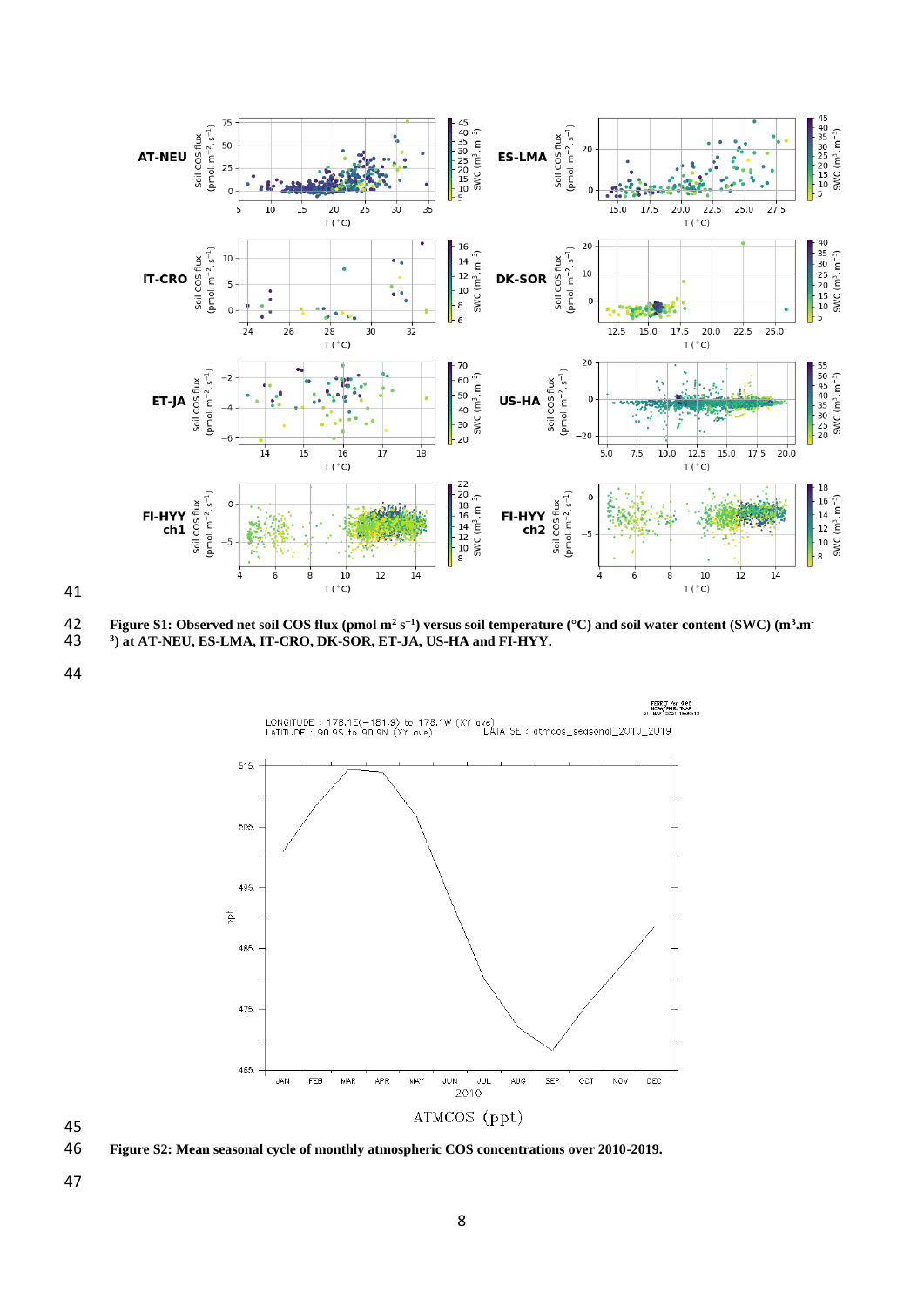Figure S1: Observed net soil COS flux (pmol $m^2$ $s^{-1}$) versus soil temperature (°C) and soil water content (SWC) ($m^3.m^{-3}$) at AT-NEU, ES-LMA, IT-CRO, DK-SOR, ET-JA, US-HA and FI-HYY.

Figure S2: Mean seasonal cycle of monthly atmospheric COS concentrations over 2010-2019.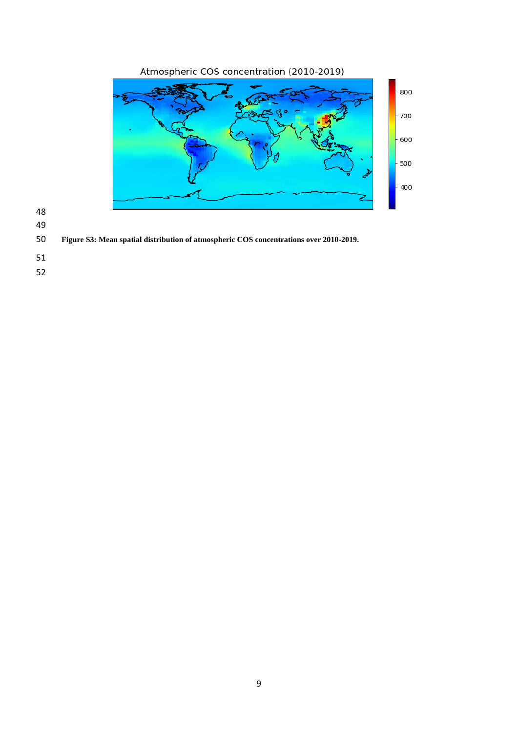**Figure S3: Mean spatial distribution of atmospheric COS concentrations over 2010-2019.**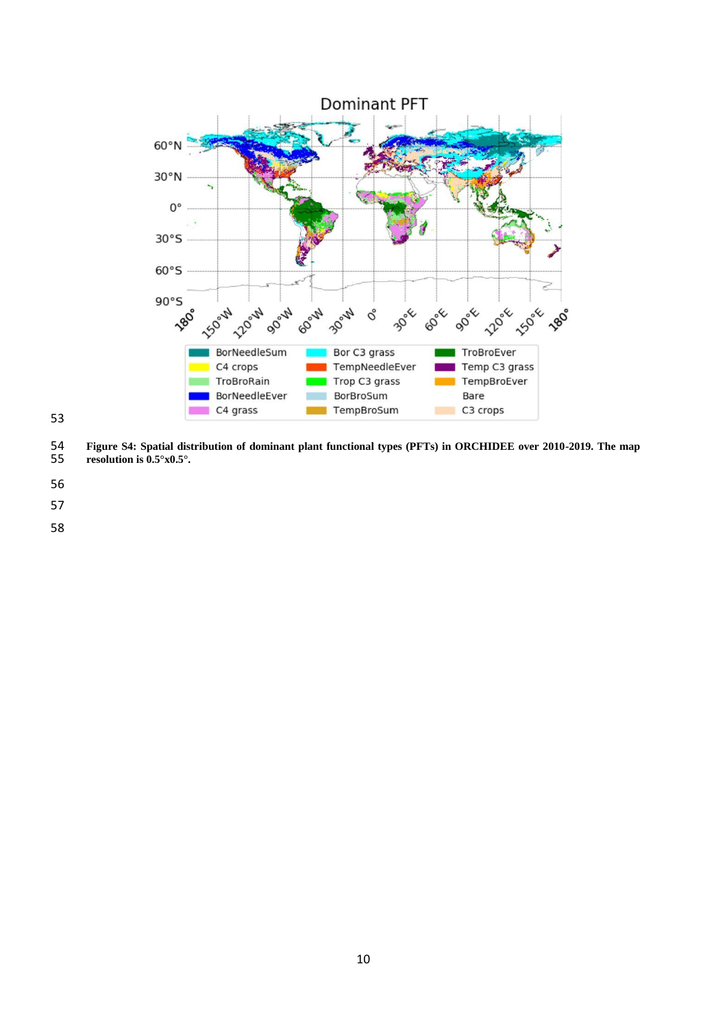Dominant PFT

60°N
30°N
0°
30°S
60°S
90°S

180° 150°W 120°W 90°W 60°W 30°W 0° 30°E 60°E 90°E 120°E 150°E 180°

BorNeedleSum
C4 crops
TroBroRain
BorNeedleEver
C4 grass
Bor C3 grass
TempNeedleEver
Trop C3 grass
BorBroSum
TempBroSum
TroBroEver
Temp C3 grass
TempBroEver
Bare
C3 crops

**Figure S4: Spatial distribution of dominant plant functional types (PFTs) in ORCHIDEE over 2010-2019. The map resolution is 0.5°x0.5°.**